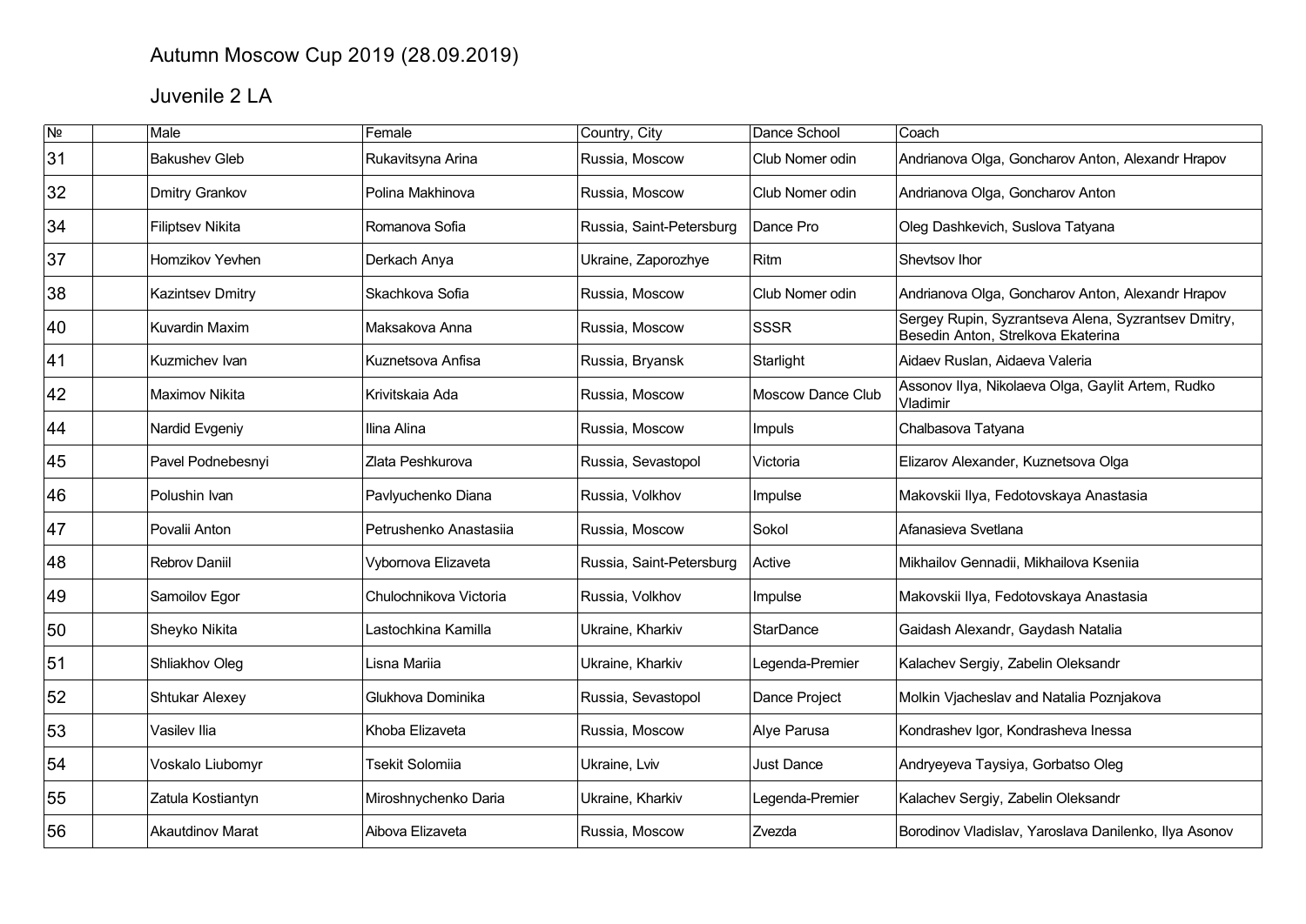# Autumn Moscow Cup 2019 (28.09.2019)

## Juvenile 2 LA

| № | | Male | Female | Country, City | Dance School | Coach |
|---|---|---|---|---|---|---|
| 31 | | Bakushev Gleb | Rukavitsyna Arina | Russia, Moscow | Club Nomer odin | Andrianova Olga, Goncharov Anton, Alexandr Hrapov |
| 32 | | Dmitry Grankov | Polina Makhinova | Russia, Moscow | Club Nomer odin | Andrianova Olga, Goncharov Anton |
| 34 | | Filiptsev Nikita | Romanova Sofia | Russia, Saint-Petersburg | Dance Pro | Oleg Dashkevich, Suslova Tatyana |
| 37 | | Homzikov Yevhen | Derkach Anya | Ukraine, Zaporozhye | Ritm | Shevtsov Ihor |
| 38 | | Kazintsev Dmitry | Skachkova Sofia | Russia, Moscow | Club Nomer odin | Andrianova Olga, Goncharov Anton, Alexandr Hrapov |
| 40 | | Kuvardin Maxim | Maksakova Anna | Russia, Moscow | SSSR | Sergey Rupin, Syzrantseva Alena, Syzrantsev Dmitry, Besedin Anton, Strelkova Ekaterina |
| 41 | | Kuzmichev Ivan | Kuznetsova Anfisa | Russia, Bryansk | Starlight | Aidaev Ruslan, Aidaeva Valeria |
| 42 | | Maximov Nikita | Krivitskaia Ada | Russia, Moscow | Moscow Dance Club | Assonov Ilya, Nikolaeva Olga, Gaylit Artem, Rudko Vladimir |
| 44 | | Nardid Evgeniy | Ilina Alina | Russia, Moscow | Impuls | Chalbasova Tatyana |
| 45 | | Pavel Podnebesnyi | Zlata Peshkurova | Russia, Sevastopol | Victoria | Elizarov Alexander, Kuznetsova Olga |
| 46 | | Polushin Ivan | Pavlyuchenko Diana | Russia, Volkhov | Impulse | Makovskii Ilya, Fedotovskaya Anastasia |
| 47 | | Povalii Anton | Petrushenko Anastasiia | Russia, Moscow | Sokol | Afanasieva Svetlana |
| 48 | | Rebrov Daniil | Vybornova Elizaveta | Russia, Saint-Petersburg | Active | Mikhailov Gennadii, Mikhailova Kseniia |
| 49 | | Samoilov Egor | Chulochnikova Victoria | Russia, Volkhov | Impulse | Makovskii Ilya, Fedotovskaya Anastasia |
| 50 | | Sheyko Nikita | Lastochkina Kamilla | Ukraine, Kharkiv | StarDance | Gaidash Alexandr, Gaydash Natalia |
| 51 | | Shliakhov Oleg | Lisna Mariia | Ukraine, Kharkiv | Legenda-Premier | Kalachev Sergiy, Zabelin Oleksandr |
| 52 | | Shtukar Alexey | Glukhova Dominika | Russia, Sevastopol | Dance Project | Molkin Vjacheslav and Natalia Poznjakova |
| 53 | | Vasilev Ilia | Khoba Elizaveta | Russia, Moscow | Alye Parusa | Kondrashev Igor, Kondrasheva Inessa |
| 54 | | Voskalo Liubomyr | Tsekit Solomiia | Ukraine, Lviv | Just Dance | Andryeyeva Taysiya, Gorbatso Oleg |
| 55 | | Zatula Kostiantyn | Miroshnychenko Daria | Ukraine, Kharkiv | Legenda-Premier | Kalachev Sergiy, Zabelin Oleksandr |
| 56 | | Akautdinov Marat | Aibova Elizaveta | Russia, Moscow | Zvezda | Borodinov Vladislav, Yaroslava Danilenko, Ilya Asonov |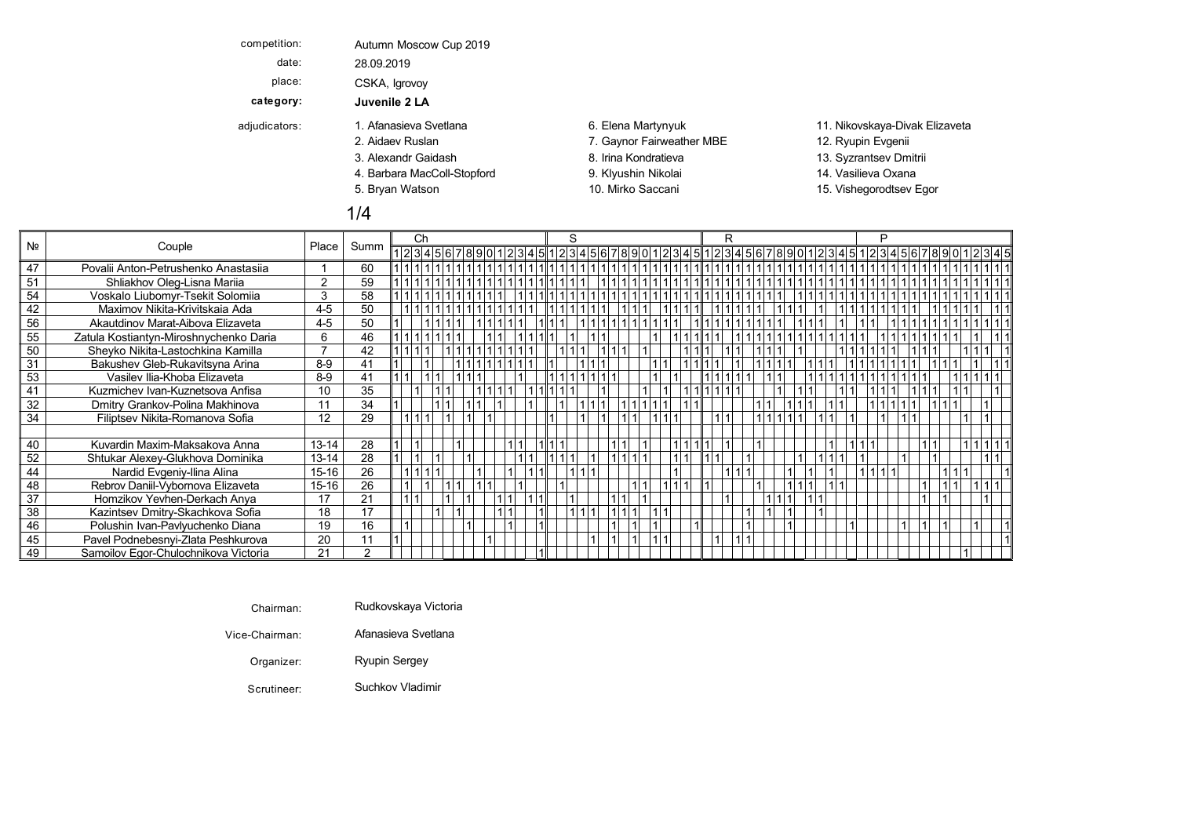competition: Autumn Moscow Cup 2019

date: 28.09.2019

place: CSKA, Igrovoy

**category:** **Juvenile 2 LA**

adjudicators:

1. Afanasieva Svetlana
2. Aidaev Ruslan
3. Alexandr Gaidash
4. Barbara MacColl-Stopford
5. Bryan Watson
6. Elena Martynyuk
7. Gaynor Fairweather MBE
8. Irina Kondratieva
9. Klyushin Nikolai
10. Mirko Saccani
11. Nikovskaya-Divak Elizaveta
12. Ryupin Evgenii
13. Syzrantsev Dmitrii
14. Vasilieva Oxana
15. Vishegorodtsev Egor

## 1/4

| № | Couple | Place | Summ | Ch | | | | | | | | | | | | | | | S | | | | | | | | | | | | | | | R | | | | | | | | | | | | | | | P | | | | | | | | | | | | | | |
|---|---|---|---|---|---|---|---|---|---|---|---|---|---|---|---|---|---|---|---|---|---|---|---|---|---|---|---|---|---|---|---|---|---|---|---|---|---|---|---|---|---|---|---|---|---|---|---|---|---|---|---|---|---|---|---|---|---|---|---|---|---|---|---|
| | | | | 1 | 2 | 3 | 4 | 5 | 6 | 7 | 8 | 9 | 0 | 1 | 2 | 3 | 4 | 5 | 1 | 2 | 3 | 4 | 5 | 6 | 7 | 8 | 9 | 0 | 1 | 2 | 3 | 4 | 5 | 1 | 2 | 3 | 4 | 5 | 6 | 7 | 8 | 9 | 0 | 1 | 2 | 3 | 4 | 5 | 1 | 2 | 3 | 4 | 5 | 6 | 7 | 8 | 9 | 0 | 1 | 2 | 3 | 4 | 5 |
| 47 | Povalii Anton-Petrushenko Anastasiia | 1 | 60 | 1 | 1 | 1 | 1 | 1 | 1 | 1 | 1 | 1 | 1 | 1 | 1 | 1 | 1 | 1 | 1 | 1 | 1 | 1 | 1 | 1 | 1 | 1 | 1 | 1 | 1 | 1 | 1 | 1 | 1 | 1 | 1 | 1 | 1 | 1 | 1 | 1 | 1 | 1 | 1 | 1 | 1 | 1 | 1 | 1 | 1 | 1 | 1 | 1 | 1 | 1 | 1 | 1 | 1 | 1 | 1 | 1 | 1 | 1 | 1 |
| 51 | Shliakhov Oleg-Lisna Mariia | 2 | 59 | 1 | 1 | 1 | 1 | 1 | 1 | 1 | 1 | 1 | 1 | 1 | 1 | 1 | 1 | 1 | 1 | 1 | 1 | 1 | 1 | | 1 | 1 | 1 | 1 | 1 | 1 | 1 | 1 | 1 | 1 | 1 | 1 | 1 | 1 | 1 | 1 | 1 | 1 | 1 | 1 | 1 | 1 | 1 | 1 | 1 | 1 | 1 | 1 | 1 | 1 | 1 | 1 | 1 | 1 | 1 | 1 | 1 | 1 | 1 |
| 54 | Voskalo Liubomyr-Tsekit Solomiia | 3 | 58 | 1 | 1 | 1 | 1 | 1 | 1 | 1 | 1 | 1 | 1 | 1 | | 1 | 1 | 1 | 1 | 1 | 1 | 1 | 1 | 1 | 1 | 1 | 1 | 1 | 1 | 1 | 1 | 1 | 1 | 1 | 1 | 1 | 1 | 1 | 1 | 1 | 1 | 1 | | 1 | 1 | 1 | 1 | 1 | 1 | 1 | 1 | 1 | 1 | 1 | 1 | 1 | 1 | 1 | 1 | 1 | 1 | 1 | 1 |
| 42 | Maximov Nikita-Krivitskaia Ada | 4-5 | 50 | | 1 | 1 | 1 | 1 | 1 | 1 | 1 | 1 | 1 | 1 | 1 | 1 | 1 | | 1 | 1 | 1 | 1 | 1 | 1 | 1 | | | 1 | 1 | 1 | | 1 | 1 | | 1 | 1 | 1 | 1 | 1 | | | 1 | 1 | 1 | | 1 | 1 | 1 | 1 | 1 | 1 | 1 | 1 | 1 | 1 | 1 | | 1 | 1 | 1 | 1 | 1 | 1 |
| 56 | Akautdinov Marat-Aibova Elizaveta | 4-5 | 50 | 1 | | | | 1 | 1 | 1 | 1 | | 1 | 1 | 1 | 1 | 1 | 1 | 1 | 1 | | | 1 | 1 | 1 | 1 | 1 | 1 | 1 | 1 | 1 | 1 | | 1 | 1 | 1 | 1 | 1 | 1 | 1 | 1 | 1 | | 1 | 1 | 1 | | 1 | 1 | 1 | | 1 | 1 | 1 | 1 | 1 | 1 | 1 | 1 | 1 | 1 | 1 | 1 |
| 55 | Zatula Kostiantyn-Miroshnychenko Daria | 6 | 46 | 1 | 1 | 1 | 1 | 1 | 1 | 1 | 1 | | | 1 | 1 | | 1 | 1 | 1 | | | 1 | | | 1 | 1 | | | | | 1 | 1 | 1 | 1 | 1 | | 1 | 1 | 1 | 1 | 1 | 1 | 1 | 1 | 1 | 1 | 1 | 1 | 1 | 1 | 1 | | 1 | 1 | 1 | 1 | 1 | 1 | 1 | 1 | | 1 | 1 | 1 |
| 50 | Sheyko Nikita-Lastochkina Kamilla | 7 | 42 | 1 | 1 | 1 | 1 | | | 1 | 1 | 1 | 1 | 1 | 1 | 1 | 1 | 1 | | 1 | 1 | 1 | | | 1 | 1 | 1 | | 1 | | | 1 | 1 | 1 | 1 | | | 1 | 1 | | | 1 | 1 | 1 | | 1 | | | 1 | 1 | 1 | 1 | 1 | 1 | | | 1 | 1 | 1 | | 1 | 1 | 1 |
| 31 | Bakushev Gleb-Rukavitsyna Arina | 8-9 | 41 | 1 | | | 1 | | | 1 | 1 | 1 | 1 | 1 | 1 | 1 | 1 | 1 | 1 | | | | 1 | 1 | 1 | | | | | 1 | 1 | 1 | 1 | 1 | 1 | | | 1 | | 1 | 1 | 1 | 1 | | | 1 | 1 | 1 | 1 | 1 | 1 | 1 | 1 | 1 | 1 | 1 | | 1 | 1 | 1 | | | 1 |
| 53 | Vasilev Ilia-Khoba Elizaveta | 8-9 | 41 | 1 | 1 | | | 1 | 1 | | 1 | 1 | 1 | | | | 1 | | 1 | 1 | 1 | 1 | 1 | 1 | 1 | | | | | 1 | | 1 | | 1 | 1 | 1 | 1 | 1 | | | 1 | 1 | | | 1 | 1 | 1 | 1 | 1 | 1 | 1 | 1 | 1 | 1 | 1 | 1 | 1 | | | 1 | 1 | 1 | 1 |
| 41 | Kuzmichev Ivan-Kuznetsova Anfisa | 10 | 35 | | | | 1 | | 1 | 1 | | | 1 | 1 | 1 | 1 | | 1 | 1 | 1 | 1 | 1 | | | 1 | | | | | 1 | | 1 | 1 | 1 | 1 | 1 | 1 | 1 | | | | | 1 | | 1 | 1 | 1 | 1 | | | 1 | 1 | 1 | | | 1 | 1 | 1 | | 1 | 1 | | 1 |
| 32 | Dmitry Grankov-Polina Makhinova | 11 | 34 | 1 | | | | | 1 | 1 | 1 | 1 | | 1 | | | 1 | | | 1 | | 1 | 1 | 1 | | 1 | 1 | 1 | 1 | 1 | | 1 | 1 | | | | | | 1 | 1 | | | 1 | 1 | 1 | 1 | 1 | | | | 1 | 1 | 1 | 1 | 1 | | 1 | 1 | 1 | | | 1 | |
| 34 | Filiptsev Nikita-Romanova Sofia | 12 | 29 | | 1 | 1 | 1 | | | 1 | | 1 | | 1 | | | | | 1 | | | 1 | | | 1 | | 1 | 1 | | 1 | 1 | 1 | | | | 1 | 1 | | | 1 | 1 | 1 | 1 | 1 | | 1 | 1 | 1 | | | | 1 | | | 1 | 1 | | | | 1 | 1 | | |
| | | | | | | | | | | | | | | | | | | | | | | | | | | | | | | | | | | | | | | | | | | | | | | | | | | | | | | | | | | | | | | | |
| 40 | Kuvardin Maxim-Maksakova Anna | 13-14 | 28 | 1 | | 1 | | | | 1 | | | | | 1 | 1 | | 1 | 1 | 1 | | | | | | 1 | 1 | | 1 | | 1 | 1 | 1 | 1 | | 1 | | | 1 | | | | | | | | 1 | | 1 | 1 | 1 | | | | | 1 | 1 | | 1 | 1 | 1 | 1 | 1 |
| 52 | Shtukar Alexey-Glukhova Dominika | 13-14 | 28 | 1 | | 1 | | 1 | | | 1 | | | | | 1 | 1 | | 1 | 1 | 1 | | | 1 | | 1 | 1 | 1 | 1 | | | 1 | 1 | 1 | 1 | | | | 1 | | | | | 1 | 1 | 1 | 1 | | 1 | | | | | | 1 | | 1 | | | | | 1 | 1 |
| 44 | Nardid Evgeniy-Ilina Alina | 15-16 | 26 | | 1 | 1 | 1 | 1 | | | | 1 | | | 1 | | 1 | 1 | | | | 1 | 1 | 1 | | | | | | | | 1 | | | | 1 | 1 | 1 | | | | 1 | | 1 | | 1 | | | 1 | 1 | 1 | 1 | | | | | | 1 | 1 | 1 | | | 1 |
| 48 | Rebrov Daniil-Vybornova Elizaveta | 15-16 | 26 | | 1 | | 1 | | 1 | 1 | | 1 | 1 | | | | 1 | | | 1 | | | | | | | | 1 | 1 | | 1 | 1 | 1 | 1 | | | | | | 1 | | | 1 | 1 | 1 | | 1 | 1 | | | | | | | | 1 | | 1 | 1 | | 1 | 1 | 1 |
| 37 | Homzikov Yevhen-Derkach Anya | 17 | 21 | | 1 | 1 | | | 1 | | 1 | | | 1 | 1 | | 1 | 1 | | 1 | | | | | 1 | 1 | | 1 | | | | | | | | | 1 | | | | 1 | 1 | 1 | | 1 | 1 | | | | | | | | | 1 | | 1 | | | | 1 | |
| 38 | Kazintsev Dmitry-Skachkova Sofia | 18 | 17 | | | | | 1 | | 1 | | | | 1 | 1 | | | 1 | | | 1 | 1 | 1 | | | 1 | 1 | 1 | | 1 | 1 | | | | | | | | 1 | | 1 | | 1 | | | 1 | | | | | | | | | | | | | | | | |
| 46 | Polushin Ivan-Pavlyuchenko Diana | 19 | 16 | | 1 | | | | | 1 | | | | 1 | | | | 1 | 1 | | | | | | | 1 | | 1 | | | 1 | | | 1 | | | | | 1 | | | | 1 | | | | | 1 | | | | | | | 1 | | 1 | | | 1 | | | 1 |
| 45 | Pavel Podnebesnyi-Zlata Peshkurova | 20 | 11 | 1 | | | | | | | | | | 1 | | | | | | | | | | 1 | | 1 | | 1 | | 1 | 1 | | | | | 1 | | 1 | 1 | | | | | | | | | | | | | | | | | | | | | | | | 1 |
| 49 | Samoilov Egor-Chulochnikova Victoria | 21 | 2 | | | | | | | | | | | | | | | 1 | | | | | | | | | | | | | | | | | | | | | | | | | | | | | | | | | | | | | | | | | | 1 | | | |

Chairman: Rudkovskaya Victoria

Vice-Chairman: Afanasieva Svetlana

Organizer: Ryupin Sergey

Scrutineer: Suchkov Vladimir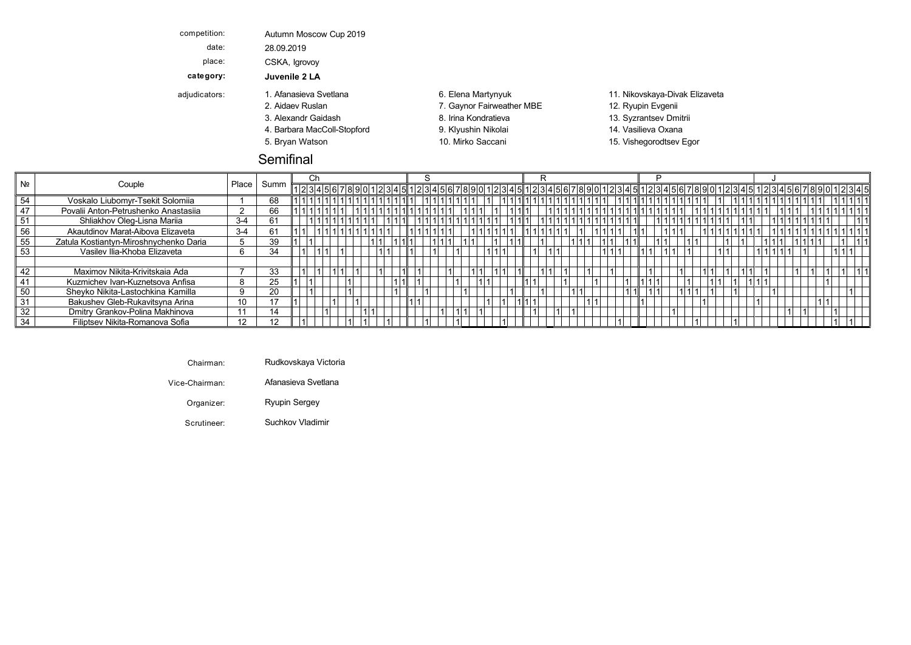competition: Autumn Moscow Cup 2019

date: 28.09.2019

place: CSKA, Igrovoy

**category:** **Juvenile 2 LA**

adjudicators:

1. Afanasieva Svetlana
2. Aidaev Ruslan
3. Alexandr Gaidash
4. Barbara MacColl-Stopford
5. Bryan Watson
6. Elena Martynyuk
7. Gaynor Fairweather MBE
8. Irina Kondratieva
9. Klyushin Nikolai
10. Mirko Saccani
11. Nikovskaya-Divak Elizaveta
12. Ryupin Evgenii
13. Syzrantsev Dmitrii
14. Vasilieva Oxana
15. Vishegorodtsev Egor

## Semifinal

| № | Couple | Place | Summ | Ch | | | | | | | | | | | | | | | S | | | | | | | | | | | | | | | R | | | | | | | | | | | | | | | P | | | | | | | | | | | | | | | J | | | | | | | | | | | | | | |
|---|---|---|---|---|---|---|---|---|---|---|---|---|---|---|---|---|---|---|---|---|---|---|---|---|---|---|---|---|---|---|---|---|---|---|---|---|---|---|---|---|---|---|---|---|---|---|---|---|---|---|---|---|---|---|---|---|---|---|---|---|---|---|---|---|---|---|---|---|---|---|---|---|---|---|---|---|---|---|
| | | | | 1 | 2 | 3 | 4 | 5 | 6 | 7 | 8 | 9 | 0 | 1 | 2 | 3 | 4 | 5 | 1 | 2 | 3 | 4 | 5 | 6 | 7 | 8 | 9 | 0 | 1 | 2 | 3 | 4 | 5 | 1 | 2 | 3 | 4 | 5 | 6 | 7 | 8 | 9 | 0 | 1 | 2 | 3 | 4 | 5 | 1 | 2 | 3 | 4 | 5 | 6 | 7 | 8 | 9 | 0 | 1 | 2 | 3 | 4 | 5 | 1 | 2 | 3 | 4 | 5 | 6 | 7 | 8 | 9 | 0 | 1 | 2 | 3 | 4 | 5 |
| 54 | Voskalo Liubomyr-Tsekit Solomiia | 1 | 68 | 1 | 1 | 1 | 1 | 1 | 1 | 1 | 1 | 1 | 1 | 1 | 1 | 1 | 1 | 1 | | 1 | 1 | 1 | 1 | 1 | 1 | 1 | 1 | | 1 | | 1 | 1 | 1 | 1 | 1 | 1 | 1 | 1 | 1 | 1 | 1 | 1 | 1 | 1 | 1 | | 1 | 1 | 1 | 1 | 1 | 1 | 1 | 1 | 1 | 1 | 1 | 1 | | | 1 | 1 | 1 | 1 | 1 | 1 | 1 | 1 | 1 | 1 | 1 | 1 | 1 | | 1 | 1 | 1 |
| 47 | Povalii Anton-Petrushenko Anastasiia | 2 | 66 | 1 | 1 | 1 | 1 | 1 | 1 | 1 | 1 | | 1 | 1 | 1 | 1 | 1 | 1 | 1 | 1 | 1 | 1 | 1 | 1 | 1 | | 1 | 1 | 1 | | 1 | | 1 | 1 | | | 1 | 1 | 1 | 1 | 1 | 1 | 1 | 1 | 1 | 1 | 1 | 1 | 1 | 1 | 1 | 1 | 1 | 1 | 1 | | 1 | 1 | 1 | 1 | 1 | 1 | 1 | 1 | | | 1 | 1 | 1 | 1 | 1 | 1 | 1 | 1 | 1 | 1 | 1 | 1 |
| 51 | Shliakhov Oleg-Lisna Mariia | 3-4 | 61 | | | 1 | 1 | 1 | 1 | 1 | 1 | 1 | 1 | 1 | 1 | | 1 | 1 | | 1 | 1 | 1 | 1 | 1 | 1 | 1 | 1 | 1 | 1 | 1 | 1 | | 1 | | 1 | 1 | 1 | 1 | 1 | 1 | 1 | 1 | 1 | 1 | 1 | 1 | 1 | 1 | | | | 1 | 1 | 1 | 1 | 1 | 1 | 1 | 1 | 1 | 1 | 1 | 1 | | | 1 | 1 | 1 | 1 | 1 | 1 | 1 | 1 | | | | 1 | 1 |
| 56 | Akautdinov Marat-Aibova Elizaveta | 3-4 | 61 | 1 | 1 | | 1 | 1 | 1 | 1 | 1 | 1 | 1 | 1 | 1 | 1 | | | 1 | 1 | 1 | 1 | 1 | 1 | | | 1 | 1 | 1 | 1 | 1 | 1 | | 1 | 1 | 1 | 1 | 1 | 1 | | | 1 | | 1 | 1 | 1 | 1 | 1 | 1 | 1 | | 1 | 1 | 1 | | | 1 | 1 | 1 | 1 | 1 | 1 | 1 | | | 1 | 1 | 1 | 1 | 1 | 1 | 1 | 1 | 1 | 1 | 1 | 1 | 1 |
| 55 | Zatula Kostiantyn-Miroshnychenko Daria | 5 | 39 | 1 | | 1 | | | | | | | 1 | 1 | | 1 | 1 | 1 | 1 | | | | 1 | 1 | 1 | | 1 | 1 | | | 1 | | 1 | | 1 | | | | 1 | 1 | 1 | | 1 | 1 | | | 1 | 1 | | 1 | 1 | | | 1 | 1 | | | | | 1 | | 1 | | 1 | 1 | 1 | | | 1 | 1 | 1 | 1 | | | | 1 | 1 | 1 |
| 53 | Vasilev Ilia-Khoba Elizaveta | 6 | 34 | | 1 | | 1 | 1 | | 1 | | | | 1 | 1 | | | | 1 | | | 1 | | | 1 | | | | 1 | 1 | 1 | | | | 1 | | 1 | 1 | | | | | | 1 | 1 | 1 | | | 1 | 1 | | 1 | 1 | | 1 | | | | 1 | 1 | | | | 1 | 1 | 1 | 1 | 1 | | 1 | | | | 1 | 1 | 1 | | |
| | | | | | | | | | | | | | | | | | | | | | | | | | | | | | | | | | | | | | | | | | | | | | | | | | | | | | | | | | | | | | | | | | | | | | | | | | | | | | | | |
| 42 | Maximov Nikita-Krivitskaia Ada | 7 | 33 | | 1 | | 1 | | 1 | 1 | | 1 | | | 1 | | | | 1 | | | | 1 | | | 1 | 1 | | 1 | 1 | | | 1 | | 1 | 1 | | 1 | | | 1 | | | 1 | | | | | 1 | | | | 1 | | 1 | 1 | | 1 | | 1 | 1 | | 1 | | | | 1 | | 1 | | 1 | 1 | 1 | | 1 | 1 |
| 41 | Kuzmichev Ivan-Kuznetsova Anfisa | 8 | 25 | 1 | 1 | | | | | 1 | | | | | | | 1 | 1 | 1 | | | | | 1 | | 1 | 1 | | | | | | | 1 | 1 | | | 1 | | | | 1 | | | | 1 | | | 1 | 1 | 1 | | | 1 | | | 1 | 1 | | 1 | | 1 | 1 | 1 | | | | | | | 1 | | | | | |
| 50 | Sheyko Nikita-Lastochkina Kamilla | 9 | 20 | | | 1 | | | | 1 | | | | | | 1 | | | | 1 | | | | | 1 | | | | | | 1 | | | | 1 | | | | 1 | 1 | | | | | | | 1 | 1 | | 1 | 1 | | | 1 | 1 | 1 | | 1 | | 1 | | | | | 1 | | | | | | | | | | | 1 | | |
| 31 | Bakushev Gleb-Rukavitsyna Arina | 10 | 17 | 1 | | | | | 1 | | 1 | | | | | | | | 1 | 1 | | | | | | | | 1 | | 1 | | | 1 | 1 | 1 | | | | | 1 | 1 | | | | | | | | 1 | | | | | | 1 | | | | | | | | | 1 | | | | | | | | 1 | 1 | | | | | |
| 32 | Dmitry Grankov-Polina Makhinova | 11 | 14 | | | | | 1 | | | | | 1 | 1 | | | | | | | | 1 | | 1 | 1 | | 1 | | | | | | | | 1 | | 1 | | 1 | | | | | | | | | | | | | | 1 | | | | | | | | | | | | | | 1 | | 1 | | | 1 | | | | | |
| 34 | Filiptsev Nikita-Romanova Sofia | 12 | 12 | | 1 | | | | | 1 | | 1 | | | 1 | | | | | 1 | | | | 1 | | | | | | 1 | | | | | | | | | | | | | | 1 | | | | | | | | | | | 1 | | | | 1 | | | | | | | | | | | | | | 1 | | 1 | |

Chairman: Rudkovskaya Victoria

Vice-Chairman: Afanasieva Svetlana

Organizer: Ryupin Sergey

Scrutineer: Suchkov Vladimir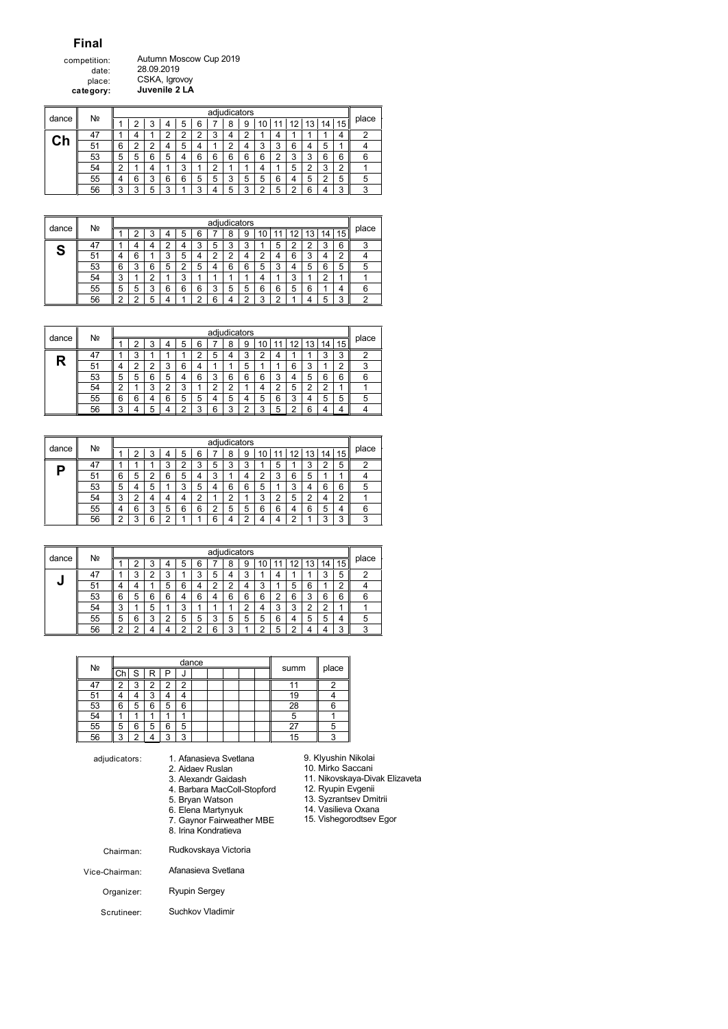# Final

competition: Autumn Moscow Cup 2019
date: 28.09.2019
place: CSKA, Igrovoy
**category:** **Juvenile 2 LA**

| dance | № | 1 | 2 | 3 | 4 | 5 | 6 | 7 | 8 | 9 | 10 | 11 | 12 | 13 | 14 | 15 | place |
|---|---|---|---|---|---|---|---|---|---|---|---|---|---|---|---|---|---|
| **Ch** | 47 | 1 | 4 | 1 | 2 | 2 | 2 | 3 | 4 | 2 | 1 | 4 | 1 | 1 | 1 | 4 | 2 |
| | 51 | 6 | 2 | 2 | 4 | 5 | 4 | 1 | 2 | 4 | 3 | 3 | 6 | 4 | 5 | 1 | 4 |
| | 53 | 5 | 5 | 6 | 5 | 4 | 6 | 6 | 6 | 6 | 6 | 2 | 3 | 3 | 6 | 6 | 6 |
| | 54 | 2 | 1 | 4 | 1 | 3 | 1 | 2 | 1 | 1 | 4 | 1 | 5 | 2 | 3 | 2 | 1 |
| | 55 | 4 | 6 | 3 | 6 | 6 | 5 | 5 | 3 | 5 | 5 | 6 | 4 | 5 | 2 | 5 | 5 |
| | 56 | 3 | 3 | 5 | 3 | 1 | 3 | 4 | 5 | 3 | 2 | 5 | 2 | 6 | 4 | 3 | 3 |

| dance | № | 1 | 2 | 3 | 4 | 5 | 6 | 7 | 8 | 9 | 10 | 11 | 12 | 13 | 14 | 15 | place |
|---|---|---|---|---|---|---|---|---|---|---|---|---|---|---|---|---|---|
| **S** | 47 | 1 | 4 | 4 | 2 | 4 | 3 | 5 | 3 | 3 | 1 | 5 | 2 | 2 | 3 | 6 | 3 |
| | 51 | 4 | 6 | 1 | 3 | 5 | 4 | 2 | 2 | 4 | 2 | 4 | 6 | 3 | 4 | 2 | 4 |
| | 53 | 6 | 3 | 6 | 5 | 2 | 5 | 4 | 6 | 6 | 5 | 3 | 4 | 5 | 6 | 5 | 5 |
| | 54 | 3 | 1 | 2 | 1 | 3 | 1 | 1 | 1 | 1 | 4 | 1 | 3 | 1 | 2 | 1 | 1 |
| | 55 | 5 | 5 | 3 | 6 | 6 | 6 | 3 | 5 | 5 | 6 | 6 | 5 | 6 | 1 | 4 | 6 |
| | 56 | 2 | 2 | 5 | 4 | 1 | 2 | 6 | 4 | 2 | 3 | 2 | 1 | 4 | 5 | 3 | 2 |

| dance | № | 1 | 2 | 3 | 4 | 5 | 6 | 7 | 8 | 9 | 10 | 11 | 12 | 13 | 14 | 15 | place |
|---|---|---|---|---|---|---|---|---|---|---|---|---|---|---|---|---|---|
| **R** | 47 | 1 | 3 | 1 | 1 | 1 | 2 | 5 | 4 | 3 | 2 | 4 | 1 | 1 | 3 | 3 | 2 |
| | 51 | 4 | 2 | 2 | 3 | 6 | 4 | 1 | 1 | 5 | 1 | 1 | 6 | 3 | 1 | 2 | 3 |
| | 53 | 5 | 5 | 6 | 5 | 4 | 6 | 3 | 6 | 6 | 6 | 3 | 4 | 5 | 6 | 6 | 6 |
| | 54 | 2 | 1 | 3 | 2 | 3 | 1 | 2 | 2 | 1 | 4 | 2 | 5 | 2 | 2 | 1 | 1 |
| | 55 | 6 | 6 | 4 | 6 | 5 | 5 | 4 | 5 | 4 | 5 | 6 | 3 | 4 | 5 | 5 | 5 |
| | 56 | 3 | 4 | 5 | 4 | 2 | 3 | 6 | 3 | 2 | 3 | 5 | 2 | 6 | 4 | 4 | 4 |

| dance | № | 1 | 2 | 3 | 4 | 5 | 6 | 7 | 8 | 9 | 10 | 11 | 12 | 13 | 14 | 15 | place |
|---|---|---|---|---|---|---|---|---|---|---|---|---|---|---|---|---|---|
| **P** | 47 | 1 | 1 | 1 | 3 | 2 | 3 | 5 | 3 | 3 | 1 | 5 | 1 | 3 | 2 | 5 | 2 |
| | 51 | 6 | 5 | 2 | 6 | 5 | 4 | 3 | 1 | 4 | 2 | 3 | 6 | 5 | 1 | 1 | 4 |
| | 53 | 5 | 4 | 5 | 1 | 3 | 5 | 4 | 6 | 6 | 5 | 1 | 3 | 4 | 6 | 6 | 5 |
| | 54 | 3 | 2 | 4 | 4 | 4 | 2 | 1 | 2 | 1 | 3 | 2 | 5 | 2 | 4 | 2 | 1 |
| | 55 | 4 | 6 | 3 | 5 | 6 | 6 | 2 | 5 | 5 | 6 | 6 | 4 | 6 | 5 | 4 | 6 |
| | 56 | 2 | 3 | 6 | 2 | 1 | 1 | 6 | 4 | 2 | 4 | 4 | 2 | 1 | 3 | 3 | 3 |

| dance | № | 1 | 2 | 3 | 4 | 5 | 6 | 7 | 8 | 9 | 10 | 11 | 12 | 13 | 14 | 15 | place |
|---|---|---|---|---|---|---|---|---|---|---|---|---|---|---|---|---|---|
| **J** | 47 | 1 | 3 | 2 | 3 | 1 | 3 | 5 | 4 | 3 | 1 | 4 | 1 | 1 | 3 | 5 | 2 |
| | 51 | 4 | 4 | 1 | 5 | 6 | 4 | 2 | 2 | 4 | 3 | 1 | 5 | 6 | 1 | 2 | 4 |
| | 53 | 6 | 5 | 6 | 6 | 4 | 6 | 4 | 6 | 6 | 6 | 2 | 6 | 3 | 6 | 6 | 6 |
| | 54 | 3 | 1 | 5 | 1 | 3 | 1 | 1 | 1 | 2 | 4 | 3 | 3 | 2 | 2 | 1 | 1 |
| | 55 | 5 | 6 | 3 | 2 | 5 | 5 | 3 | 5 | 5 | 5 | 6 | 4 | 5 | 5 | 4 | 5 |
| | 56 | 2 | 2 | 4 | 4 | 2 | 2 | 6 | 3 | 1 | 2 | 5 | 2 | 4 | 4 | 3 | 3 |

| № | Ch | S | R | P | J | | | | | | summ | place |
|---|---|---|---|---|---|---|---|---|---|---|---|---|
| 47 | 2 | 3 | 2 | 2 | 2 | | | | | | 11 | 2 |
| 51 | 4 | 4 | 3 | 4 | 4 | | | | | | 19 | 4 |
| 53 | 6 | 5 | 6 | 5 | 6 | | | | | | 28 | 6 |
| 54 | 1 | 1 | 1 | 1 | 1 | | | | | | 5 | 1 |
| 55 | 5 | 6 | 5 | 6 | 5 | | | | | | 27 | 5 |
| 56 | 3 | 2 | 4 | 3 | 3 | | | | | | 15 | 3 |

adjudicators:

1. Afanasieva Svetlana
2. Aidaev Ruslan
3. Alexandr Gaidash
4. Barbara MacColl-Stopford
5. Bryan Watson
6. Elena Martynyuk
7. Gaynor Fairweather MBE
8. Irina Kondratieva
9. Klyushin Nikolai
10. Mirko Saccani
11. Nikovskaya-Divak Elizaveta
12. Ryupin Evgenii
13. Syzrantsev Dmitrii
14. Vasilieva Oxana
15. Vishegorodtsev Egor

Chairman: Rudkovskaya Victoria

Vice-Chairman: Afanasieva Svetlana

Organizer: Ryupin Sergey

Scrutineer: Suchkov Vladimir